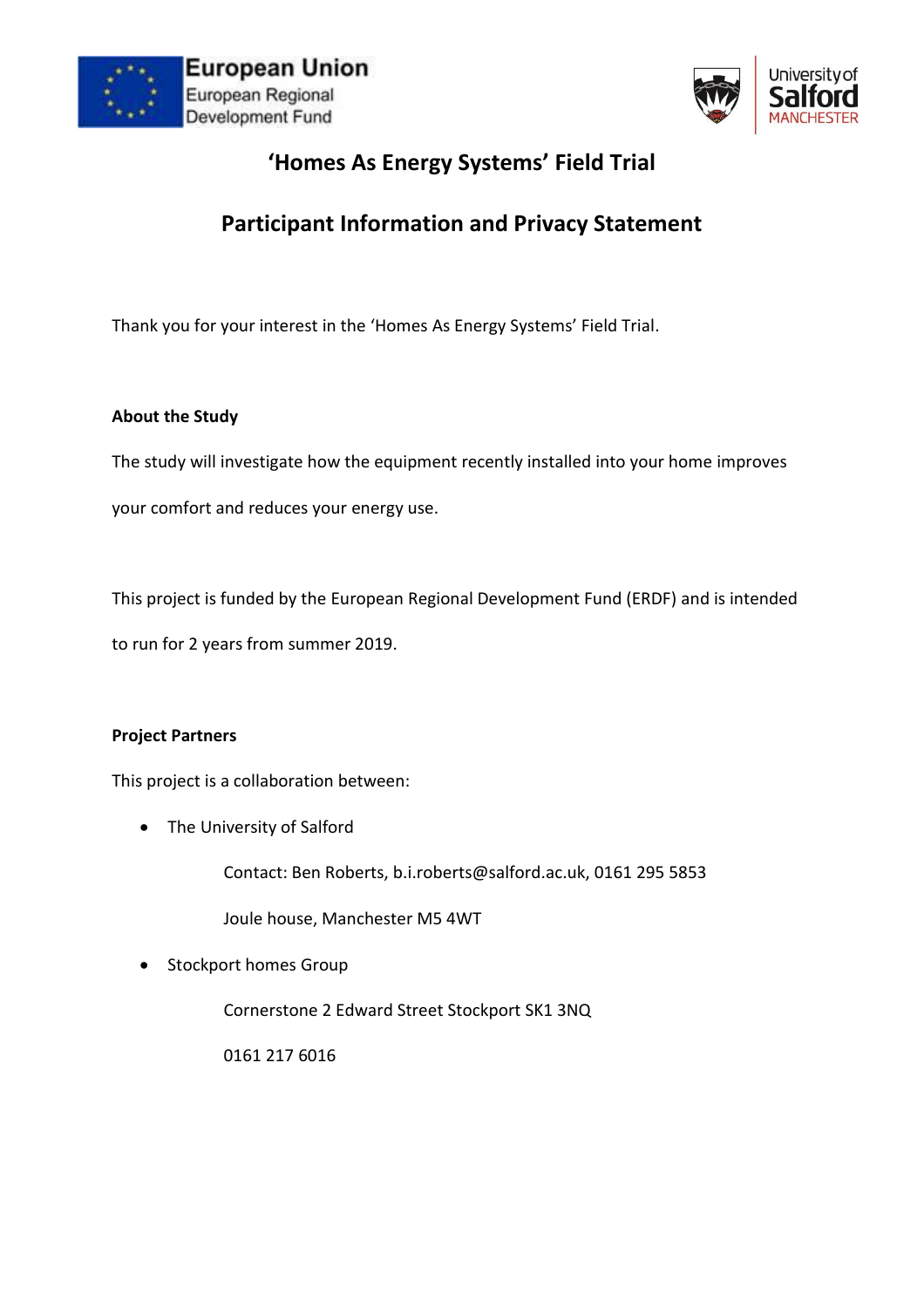European Union
European Regional
Development Fund

University of Salford
MANCHESTER

# 'Homes As Energy Systems' Field Trial

## Participant Information and Privacy Statement

Thank you for your interest in the 'Homes As Energy Systems' Field Trial.

**About the Study**

The study will investigate how the equipment recently installed into your home improves your comfort and reduces your energy use.

This project is funded by the European Regional Development Fund (ERDF) and is intended to run for 2 years from summer 2019.

**Project Partners**

This project is a collaboration between:

- The University of Salford

  Contact: Ben Roberts, b.i.roberts@salford.ac.uk, 0161 295 5853

  Joule house, Manchester M5 4WT

- Stockport homes Group

  Cornerstone 2 Edward Street Stockport SK1 3NQ

  0161 217 6016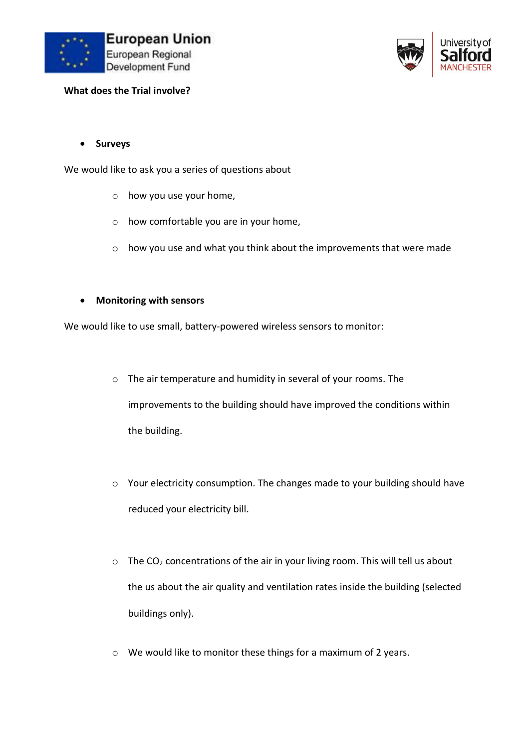**What does the Trial involve?**

- **Surveys**

We would like to ask you a series of questions about

  - how you use your home,
  - how comfortable you are in your home,
  - how you use and what you think about the improvements that were made

- **Monitoring with sensors**

We would like to use small, battery-powered wireless sensors to monitor:

  - The air temperature and humidity in several of your rooms. The improvements to the building should have improved the conditions within the building.
  - Your electricity consumption. The changes made to your building should have reduced your electricity bill.
  - The $CO_2$ concentrations of the air in your living room. This will tell us about the us about the air quality and ventilation rates inside the building (selected buildings only).
  - We would like to monitor these things for a maximum of 2 years.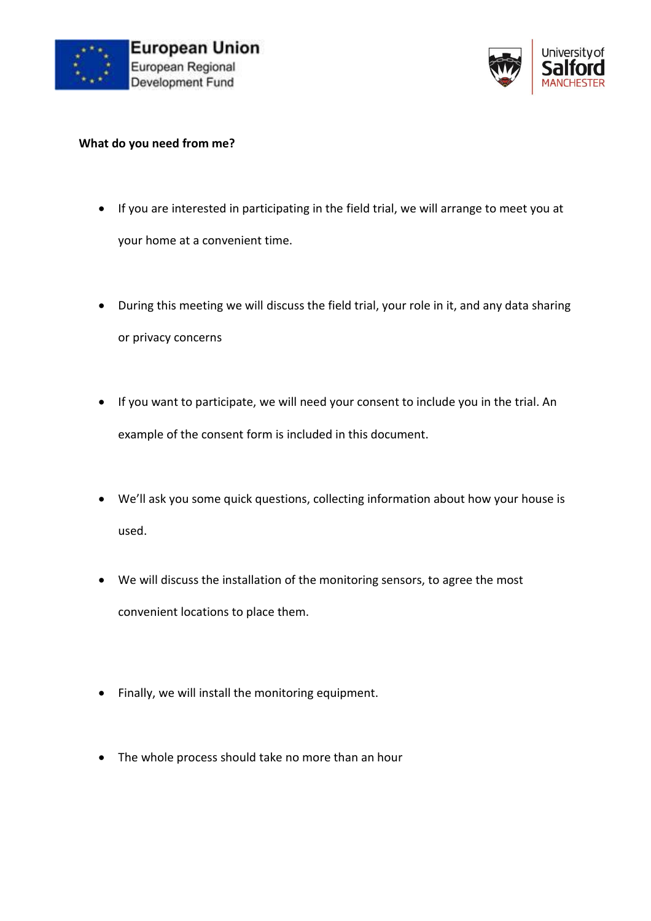**What do you need from me?**

- If you are interested in participating in the field trial, we will arrange to meet you at your home at a convenient time.
- During this meeting we will discuss the field trial, your role in it, and any data sharing or privacy concerns
- If you want to participate, we will need your consent to include you in the trial. An example of the consent form is included in this document.
- We'll ask you some quick questions, collecting information about how your house is used.
- We will discuss the installation of the monitoring sensors, to agree the most convenient locations to place them.
- Finally, we will install the monitoring equipment.
- The whole process should take no more than an hour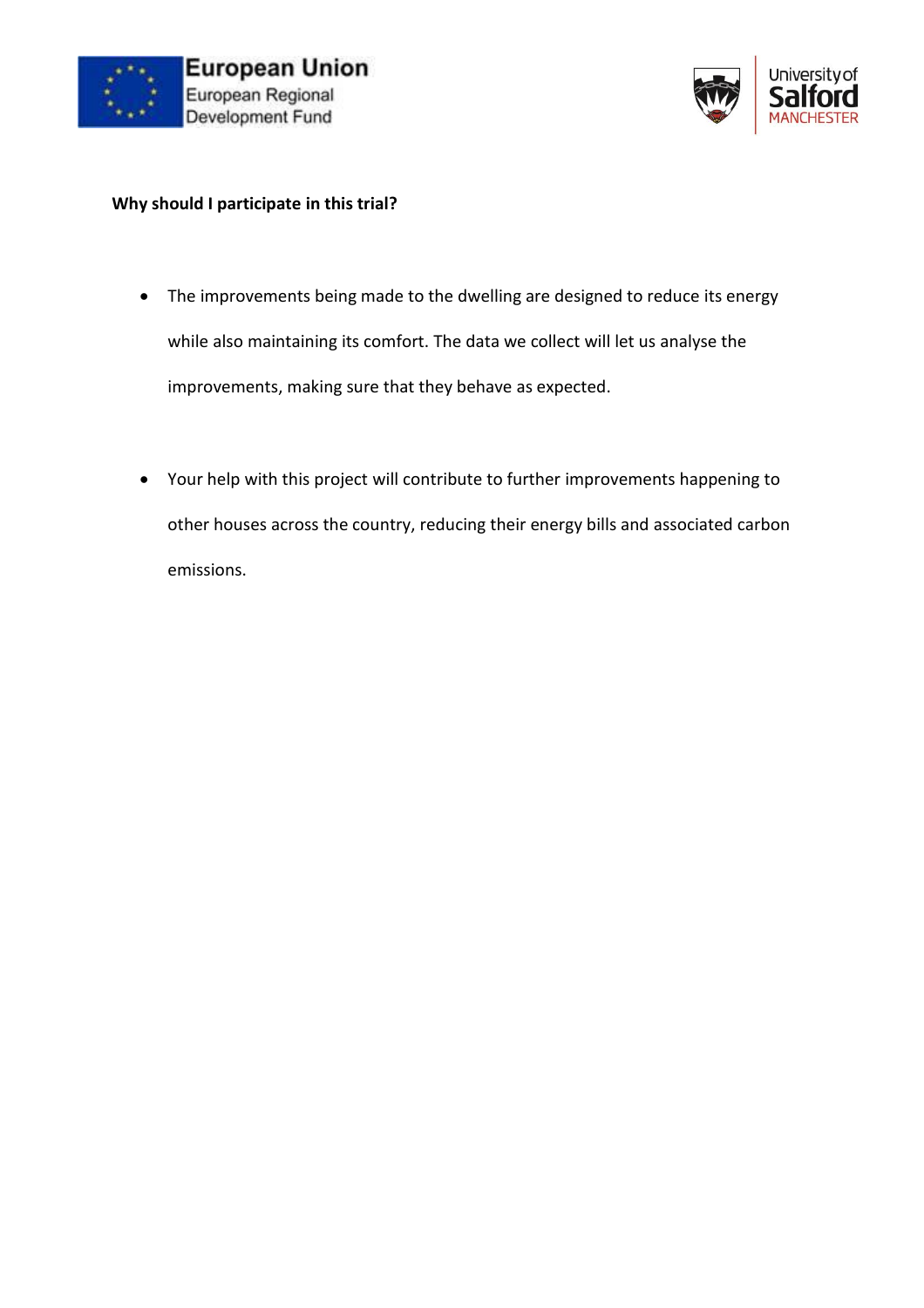**Why should I participate in this trial?**

- The improvements being made to the dwelling are designed to reduce its energy while also maintaining its comfort. The data we collect will let us analyse the improvements, making sure that they behave as expected.

- Your help with this project will contribute to further improvements happening to other houses across the country, reducing their energy bills and associated carbon emissions.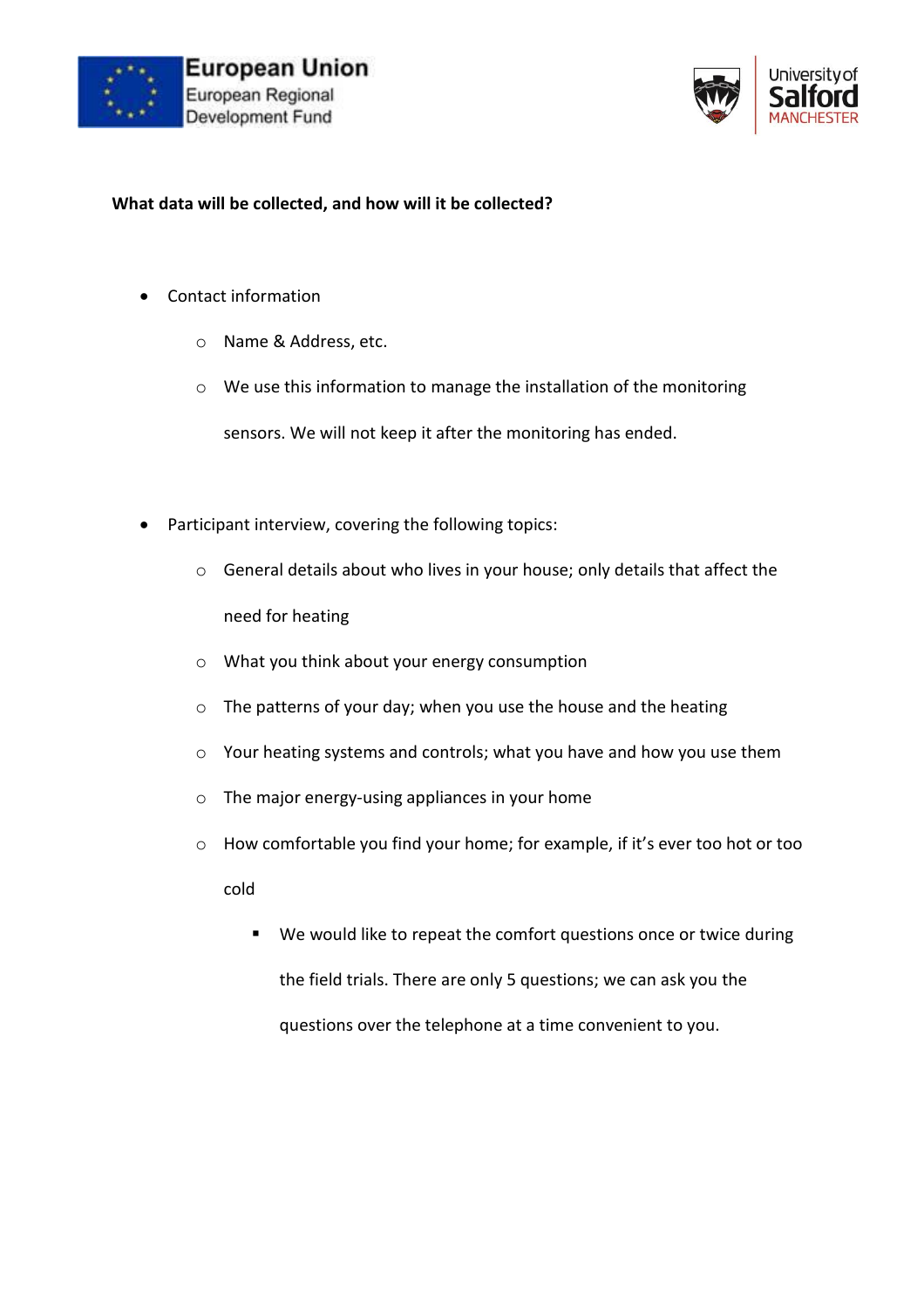**What data will be collected, and how will it be collected?**

- Contact information
  - Name & Address, etc.
  - We use this information to manage the installation of the monitoring sensors. We will not keep it after the monitoring has ended.

- Participant interview, covering the following topics:
  - General details about who lives in your house; only details that affect the need for heating
  - What you think about your energy consumption
  - The patterns of your day; when you use the house and the heating
  - Your heating systems and controls; what you have and how you use them
  - The major energy-using appliances in your home
  - How comfortable you find your home; for example, if it's ever too hot or too cold
    - We would like to repeat the comfort questions once or twice during the field trials. There are only 5 questions; we can ask you the questions over the telephone at a time convenient to you.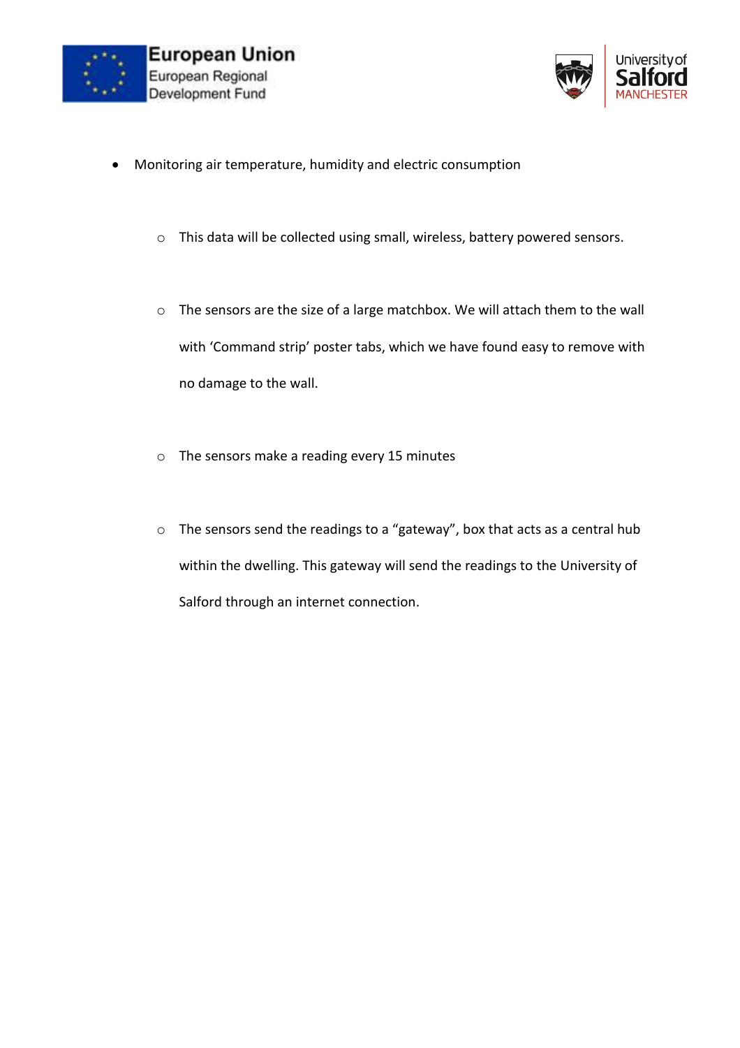- Monitoring air temperature, humidity and electric consumption

  - This data will be collected using small, wireless, battery powered sensors.

  - The sensors are the size of a large matchbox. We will attach them to the wall with 'Command strip' poster tabs, which we have found easy to remove with no damage to the wall.

  - The sensors make a reading every 15 minutes

  - The sensors send the readings to a "gateway", box that acts as a central hub within the dwelling. This gateway will send the readings to the University of Salford through an internet connection.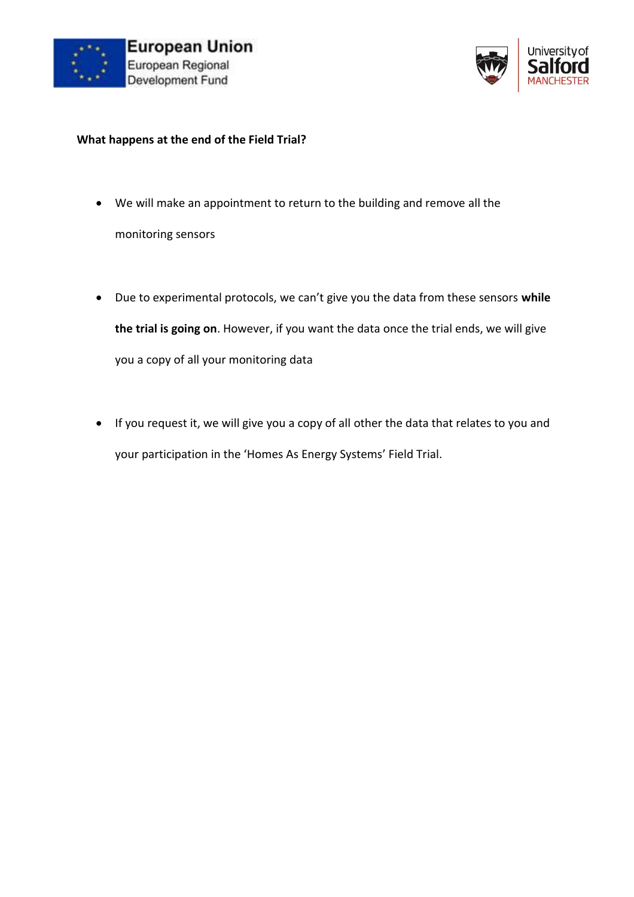**What happens at the end of the Field Trial?**

- We will make an appointment to return to the building and remove all the monitoring sensors

- Due to experimental protocols, we can't give you the data from these sensors **while the trial is going on**. However, if you want the data once the trial ends, we will give you a copy of all your monitoring data

- If you request it, we will give you a copy of all other the data that relates to you and your participation in the 'Homes As Energy Systems' Field Trial.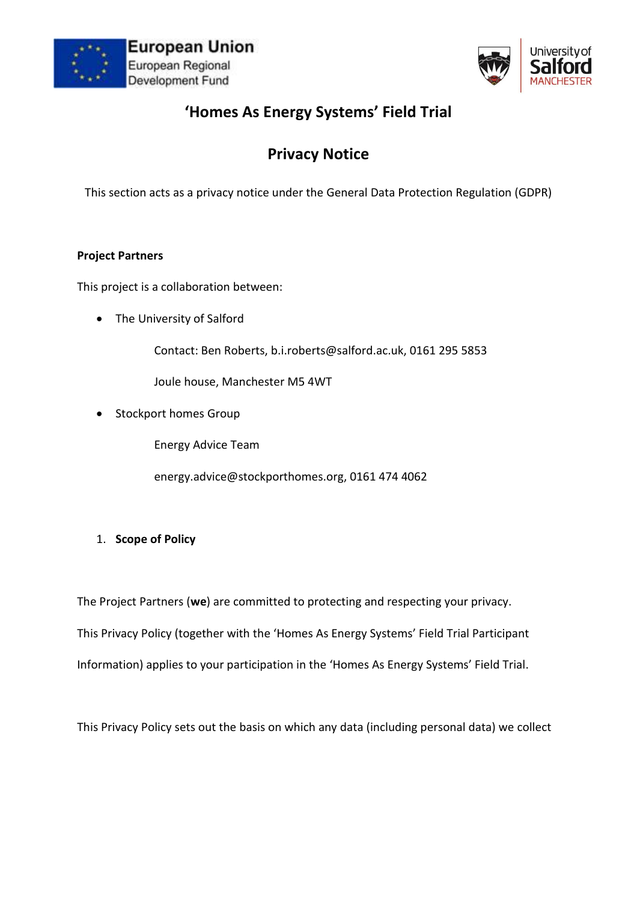# 'Homes As Energy Systems' Field Trial

## Privacy Notice

This section acts as a privacy notice under the General Data Protection Regulation (GDPR)

**Project Partners**

This project is a collaboration between:

- The University of Salford

  Contact: Ben Roberts, b.i.roberts@salford.ac.uk, 0161 295 5853

  Joule house, Manchester M5 4WT

- Stockport homes Group

  Energy Advice Team

  energy.advice@stockporthomes.org, 0161 474 4062

1. **Scope of Policy**

The Project Partners (**we**) are committed to protecting and respecting your privacy.

This Privacy Policy (together with the 'Homes As Energy Systems' Field Trial Participant Information) applies to your participation in the 'Homes As Energy Systems' Field Trial.

This Privacy Policy sets out the basis on which any data (including personal data) we collect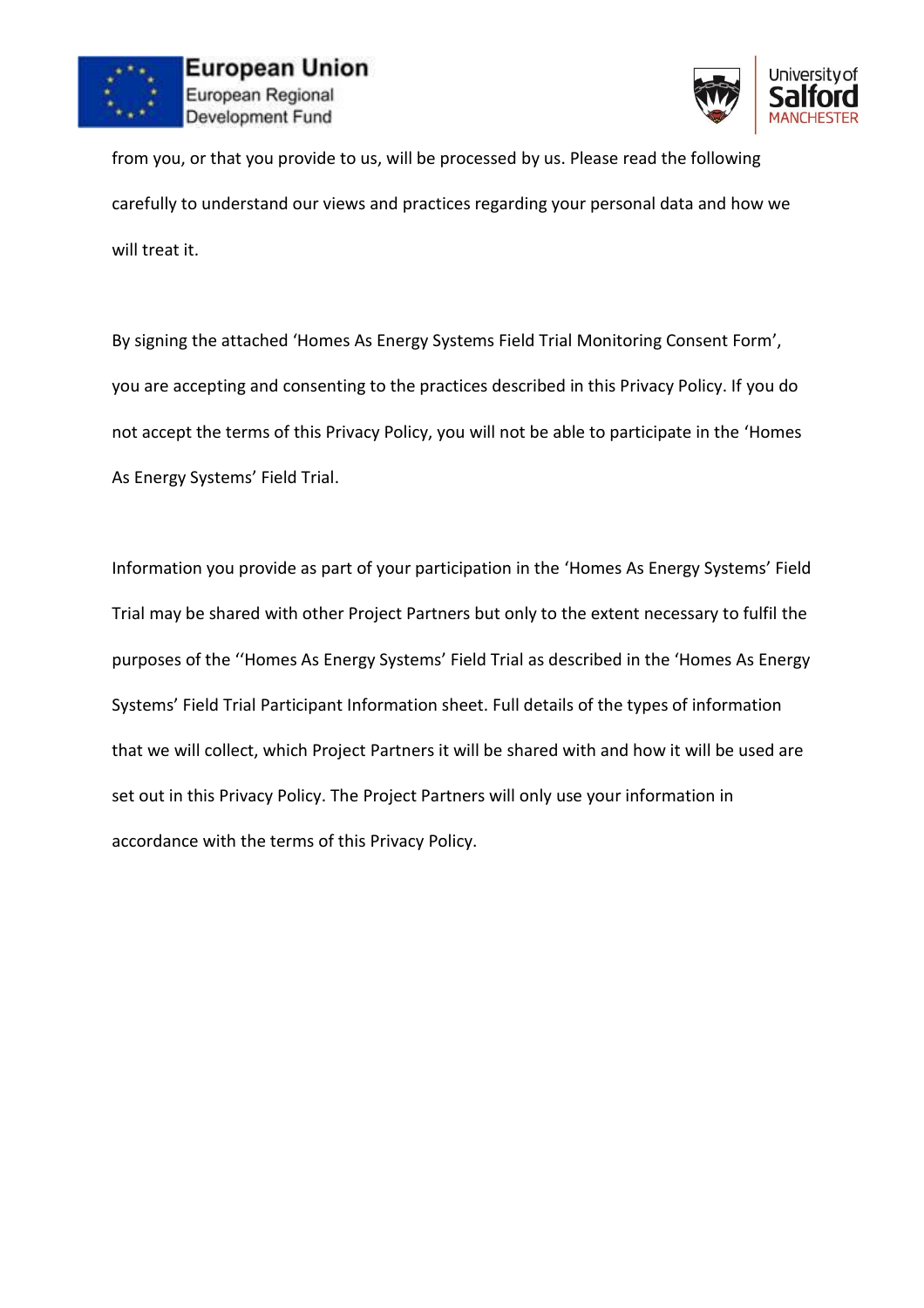from you, or that you provide to us, will be processed by us. Please read the following carefully to understand our views and practices regarding your personal data and how we will treat it.

By signing the attached 'Homes As Energy Systems Field Trial Monitoring Consent Form', you are accepting and consenting to the practices described in this Privacy Policy. If you do not accept the terms of this Privacy Policy, you will not be able to participate in the 'Homes As Energy Systems' Field Trial.

Information you provide as part of your participation in the 'Homes As Energy Systems' Field Trial may be shared with other Project Partners but only to the extent necessary to fulfil the purposes of the ''Homes As Energy Systems' Field Trial as described in the 'Homes As Energy Systems' Field Trial Participant Information sheet. Full details of the types of information that we will collect, which Project Partners it will be shared with and how it will be used are set out in this Privacy Policy. The Project Partners will only use your information in accordance with the terms of this Privacy Policy.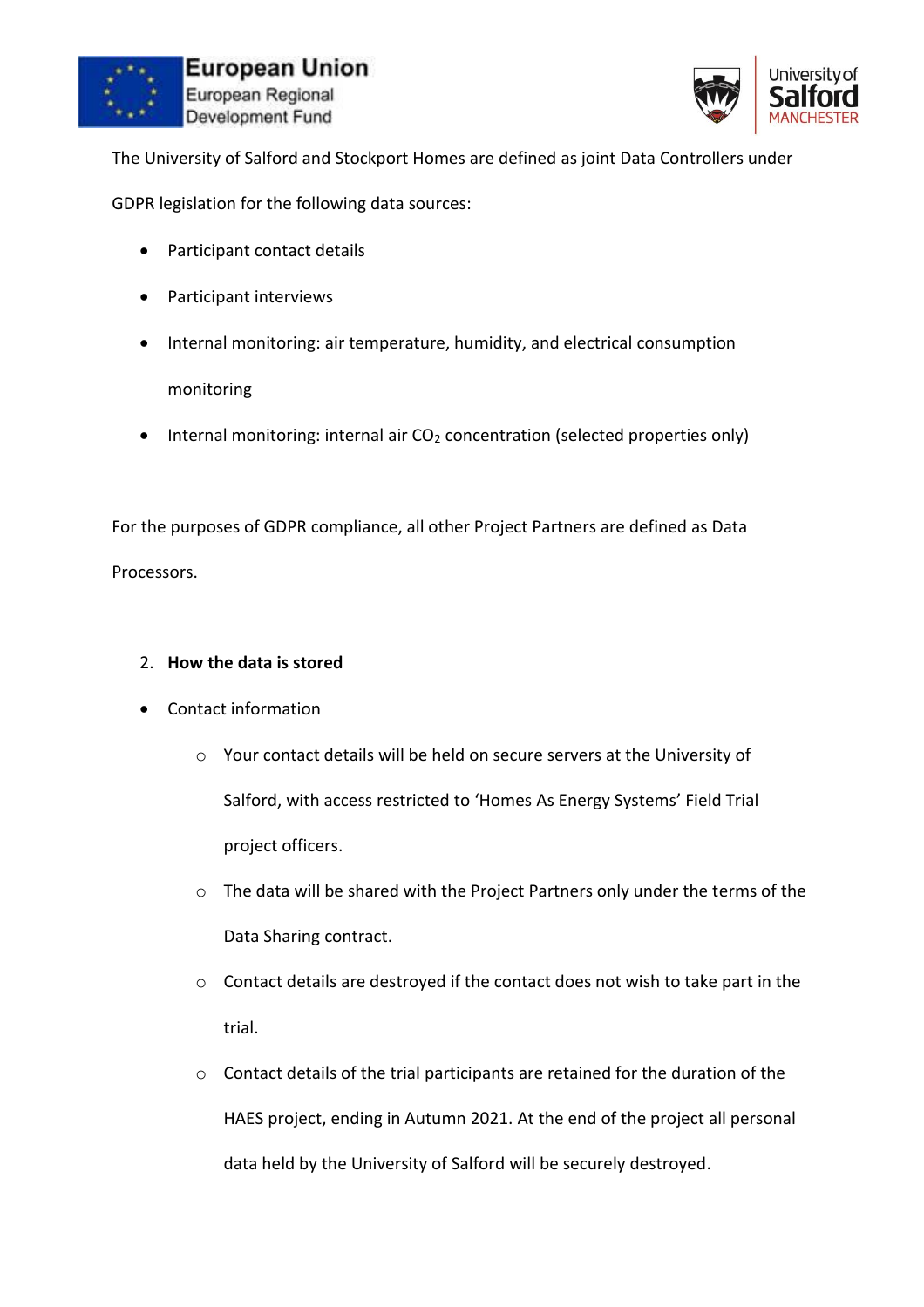The University of Salford and Stockport Homes are defined as joint Data Controllers under GDPR legislation for the following data sources:

- Participant contact details
- Participant interviews
- Internal monitoring: air temperature, humidity, and electrical consumption monitoring
- Internal monitoring: internal air $CO_2$ concentration (selected properties only)

For the purposes of GDPR compliance, all other Project Partners are defined as Data Processors.

2. **How the data is stored**

- Contact information
    - Your contact details will be held on secure servers at the University of Salford, with access restricted to 'Homes As Energy Systems' Field Trial project officers.
    - The data will be shared with the Project Partners only under the terms of the Data Sharing contract.
    - Contact details are destroyed if the contact does not wish to take part in the trial.
    - Contact details of the trial participants are retained for the duration of the HAES project, ending in Autumn 2021. At the end of the project all personal data held by the University of Salford will be securely destroyed.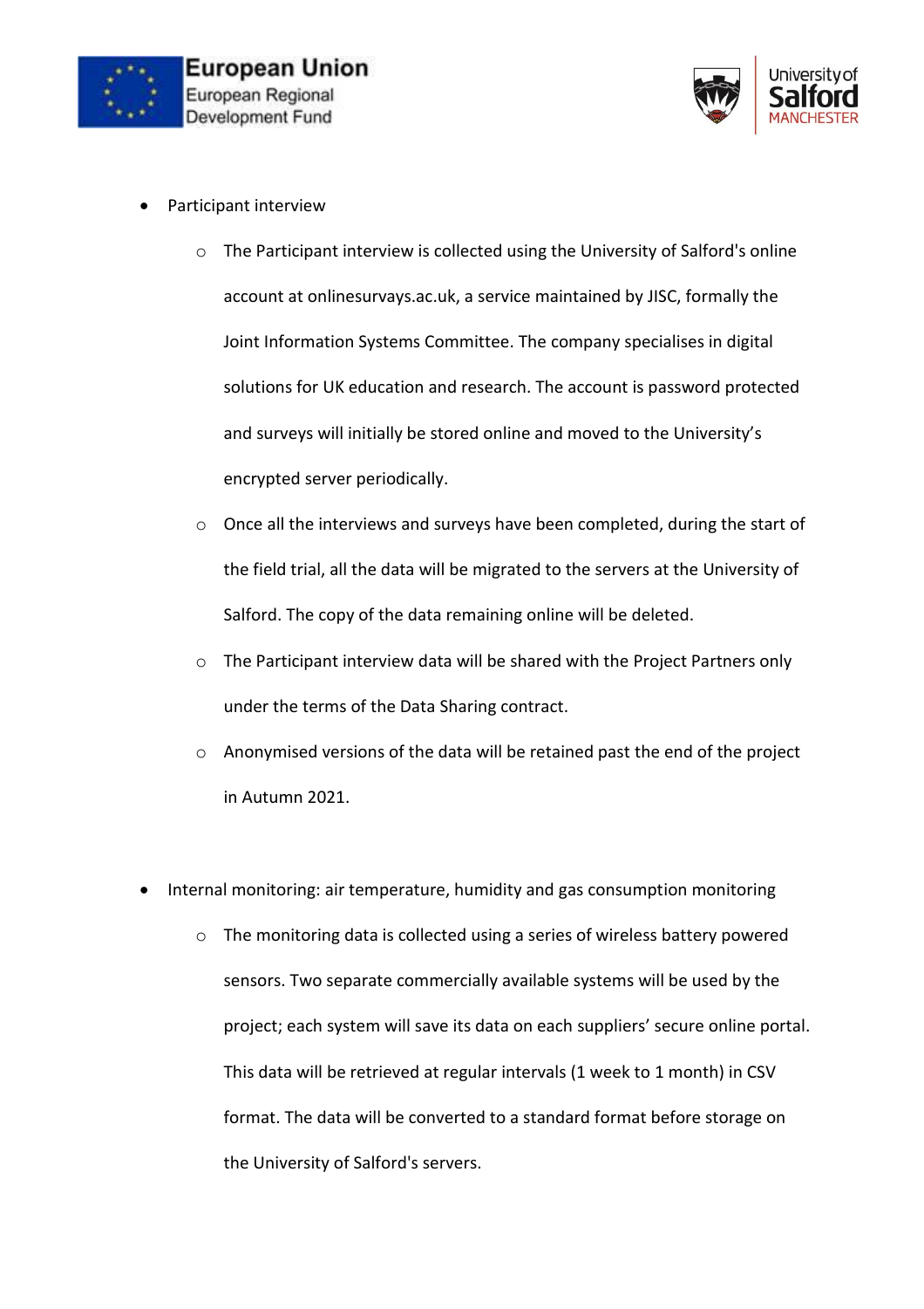- Participant interview
    - The Participant interview is collected using the University of Salford's online account at onlinesurvays.ac.uk, a service maintained by JISC, formally the Joint Information Systems Committee. The company specialises in digital solutions for UK education and research. The account is password protected and surveys will initially be stored online and moved to the University's encrypted server periodically.
    - Once all the interviews and surveys have been completed, during the start of the field trial, all the data will be migrated to the servers at the University of Salford. The copy of the data remaining online will be deleted.
    - The Participant interview data will be shared with the Project Partners only under the terms of the Data Sharing contract.
    - Anonymised versions of the data will be retained past the end of the project in Autumn 2021.

- Internal monitoring: air temperature, humidity and gas consumption monitoring
    - The monitoring data is collected using a series of wireless battery powered sensors. Two separate commercially available systems will be used by the project; each system will save its data on each suppliers' secure online portal. This data will be retrieved at regular intervals (1 week to 1 month) in CSV format. The data will be converted to a standard format before storage on the University of Salford's servers.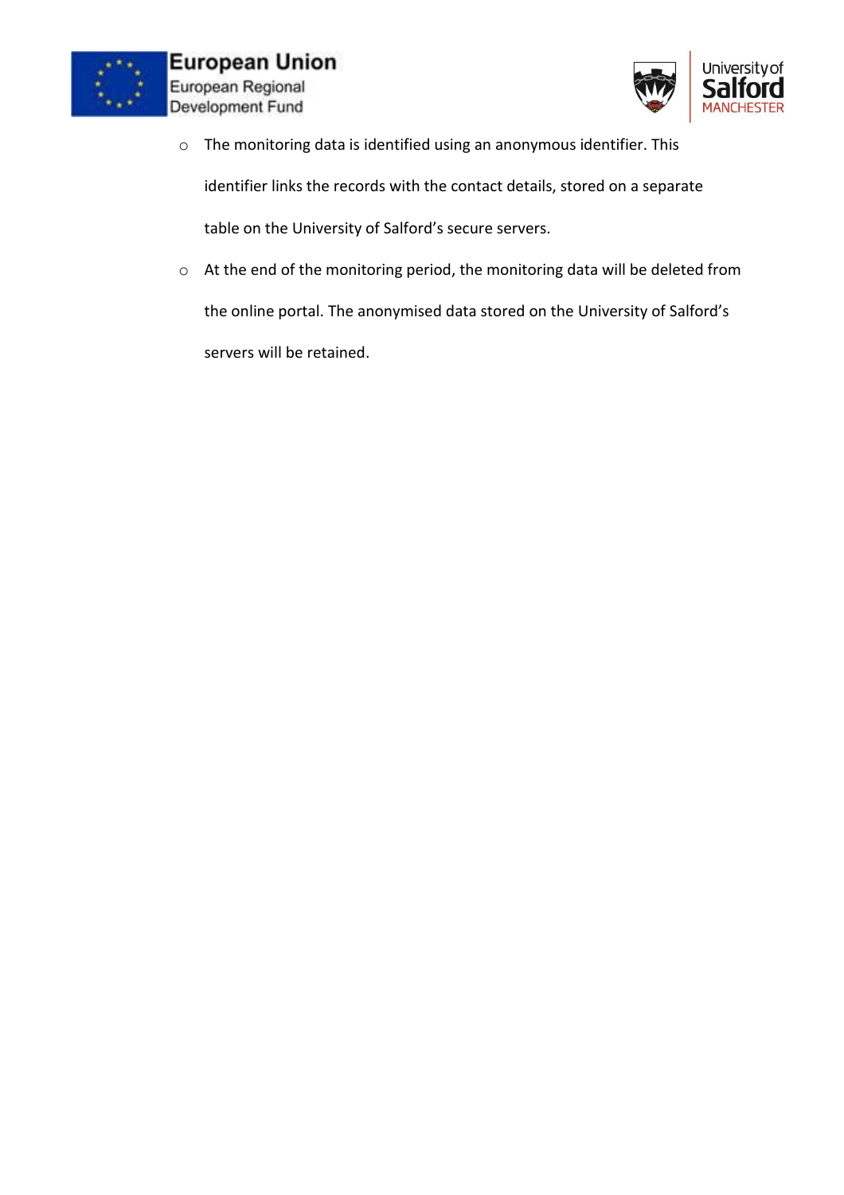- The monitoring data is identified using an anonymous identifier. This identifier links the records with the contact details, stored on a separate table on the University of Salford's secure servers.
- At the end of the monitoring period, the monitoring data will be deleted from the online portal. The anonymised data stored on the University of Salford's servers will be retained.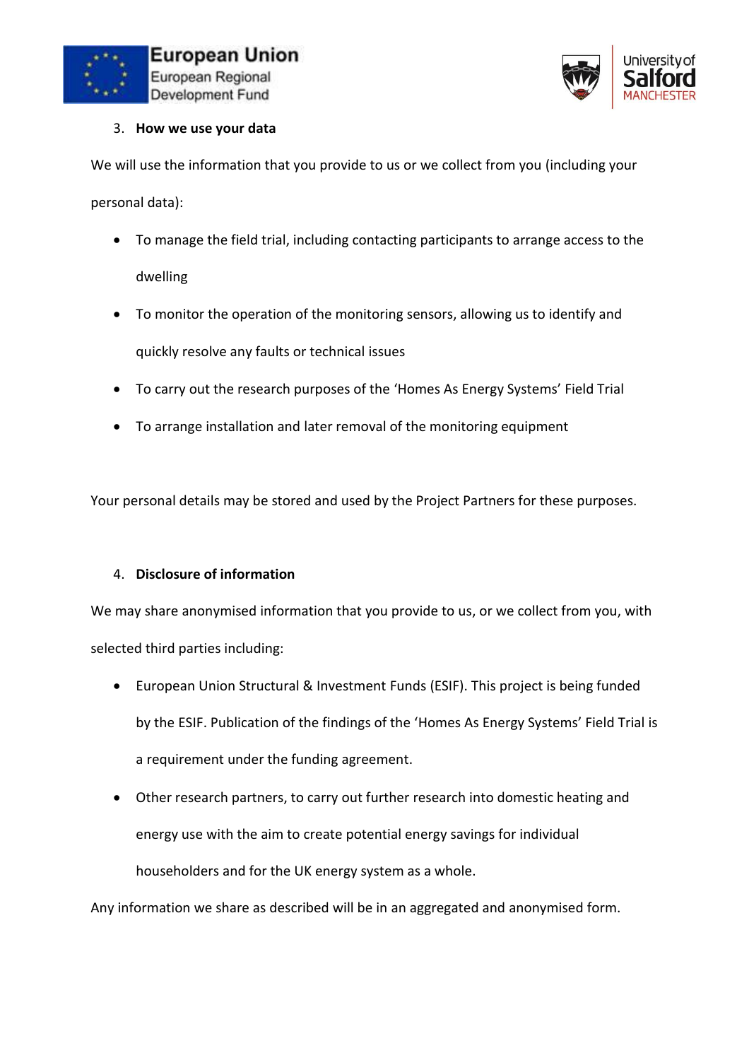3. **How we use your data**

We will use the information that you provide to us or we collect from you (including your personal data):

- To manage the field trial, including contacting participants to arrange access to the dwelling
- To monitor the operation of the monitoring sensors, allowing us to identify and quickly resolve any faults or technical issues
- To carry out the research purposes of the 'Homes As Energy Systems' Field Trial
- To arrange installation and later removal of the monitoring equipment

Your personal details may be stored and used by the Project Partners for these purposes.

4. **Disclosure of information**

We may share anonymised information that you provide to us, or we collect from you, with selected third parties including:

- European Union Structural & Investment Funds (ESIF). This project is being funded by the ESIF. Publication of the findings of the 'Homes As Energy Systems' Field Trial is a requirement under the funding agreement.
- Other research partners, to carry out further research into domestic heating and energy use with the aim to create potential energy savings for individual householders and for the UK energy system as a whole.

Any information we share as described will be in an aggregated and anonymised form.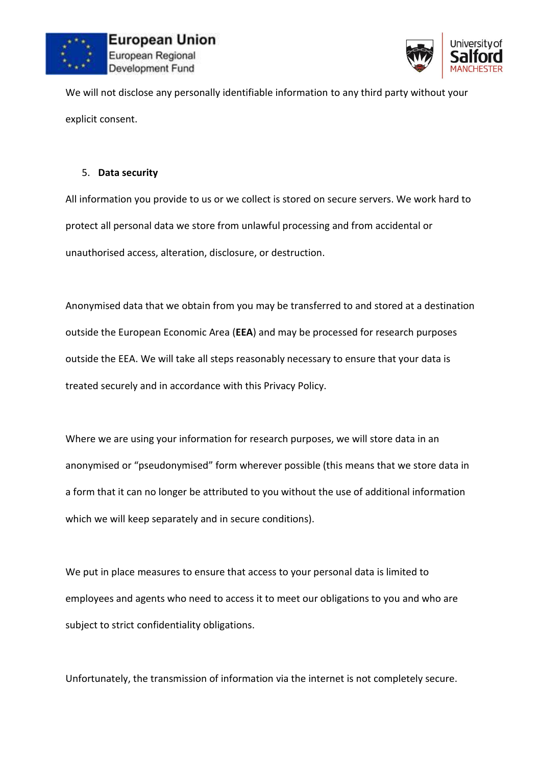We will not disclose any personally identifiable information to any third party without your explicit consent.

5. **Data security**

All information you provide to us or we collect is stored on secure servers. We work hard to protect all personal data we store from unlawful processing and from accidental or unauthorised access, alteration, disclosure, or destruction.

Anonymised data that we obtain from you may be transferred to and stored at a destination outside the European Economic Area (**EEA**) and may be processed for research purposes outside the EEA. We will take all steps reasonably necessary to ensure that your data is treated securely and in accordance with this Privacy Policy.

Where we are using your information for research purposes, we will store data in an anonymised or "pseudonymised" form wherever possible (this means that we store data in a form that it can no longer be attributed to you without the use of additional information which we will keep separately and in secure conditions).

We put in place measures to ensure that access to your personal data is limited to employees and agents who need to access it to meet our obligations to you and who are subject to strict confidentiality obligations.

Unfortunately, the transmission of information via the internet is not completely secure.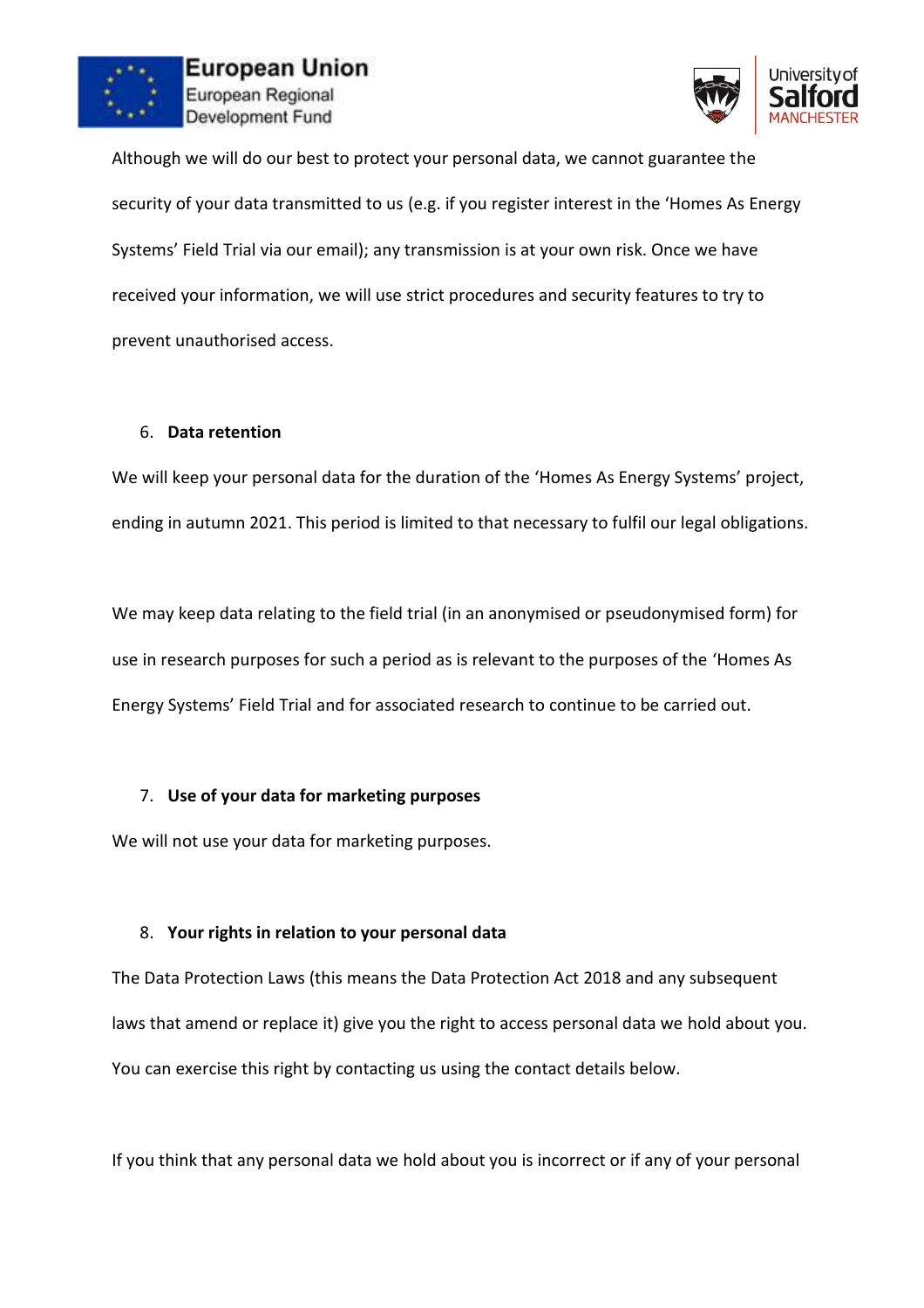Although we will do our best to protect your personal data, we cannot guarantee the security of your data transmitted to us (e.g. if you register interest in the 'Homes As Energy Systems' Field Trial via our email); any transmission is at your own risk. Once we have received your information, we will use strict procedures and security features to try to prevent unauthorised access.

6. **Data retention**

We will keep your personal data for the duration of the 'Homes As Energy Systems' project, ending in autumn 2021. This period is limited to that necessary to fulfil our legal obligations.

We may keep data relating to the field trial (in an anonymised or pseudonymised form) for use in research purposes for such a period as is relevant to the purposes of the 'Homes As Energy Systems' Field Trial and for associated research to continue to be carried out.

7. **Use of your data for marketing purposes**

We will not use your data for marketing purposes.

8. **Your rights in relation to your personal data**

The Data Protection Laws (this means the Data Protection Act 2018 and any subsequent laws that amend or replace it) give you the right to access personal data we hold about you. You can exercise this right by contacting us using the contact details below.

If you think that any personal data we hold about you is incorrect or if any of your personal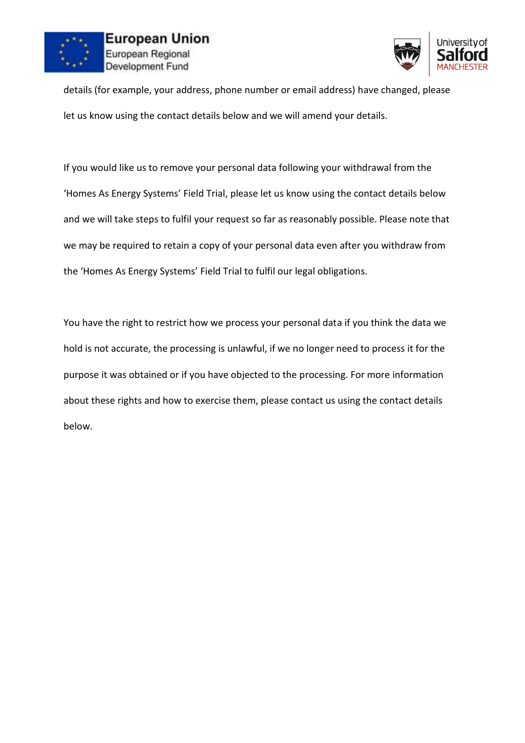details (for example, your address, phone number or email address) have changed, please let us know using the contact details below and we will amend your details.

If you would like us to remove your personal data following your withdrawal from the ‘Homes As Energy Systems’ Field Trial, please let us know using the contact details below and we will take steps to fulfil your request so far as reasonably possible. Please note that we may be required to retain a copy of your personal data even after you withdraw from the ‘Homes As Energy Systems’ Field Trial to fulfil our legal obligations.

You have the right to restrict how we process your personal data if you think the data we hold is not accurate, the processing is unlawful, if we no longer need to process it for the purpose it was obtained or if you have objected to the processing. For more information about these rights and how to exercise them, please contact us using the contact details below.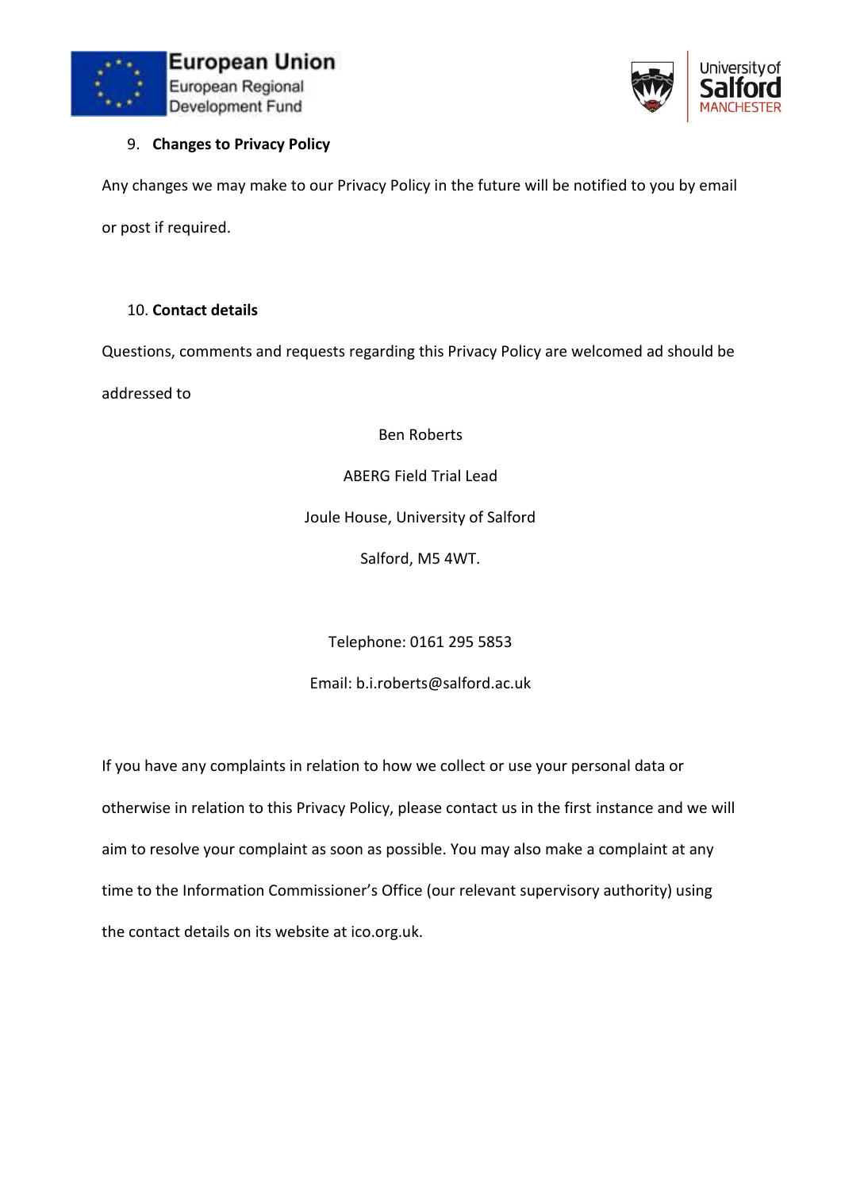9. **Changes to Privacy Policy**

Any changes we may make to our Privacy Policy in the future will be notified to you by email or post if required.

10. **Contact details**

Questions, comments and requests regarding this Privacy Policy are welcomed ad should be addressed to

Ben Roberts

ABERG Field Trial Lead

Joule House, University of Salford

Salford, M5 4WT.

Telephone: 0161 295 5853

Email: b.i.roberts@salford.ac.uk

If you have any complaints in relation to how we collect or use your personal data or otherwise in relation to this Privacy Policy, please contact us in the first instance and we will aim to resolve your complaint as soon as possible. You may also make a complaint at any time to the Information Commissioner's Office (our relevant supervisory authority) using the contact details on its website at ico.org.uk.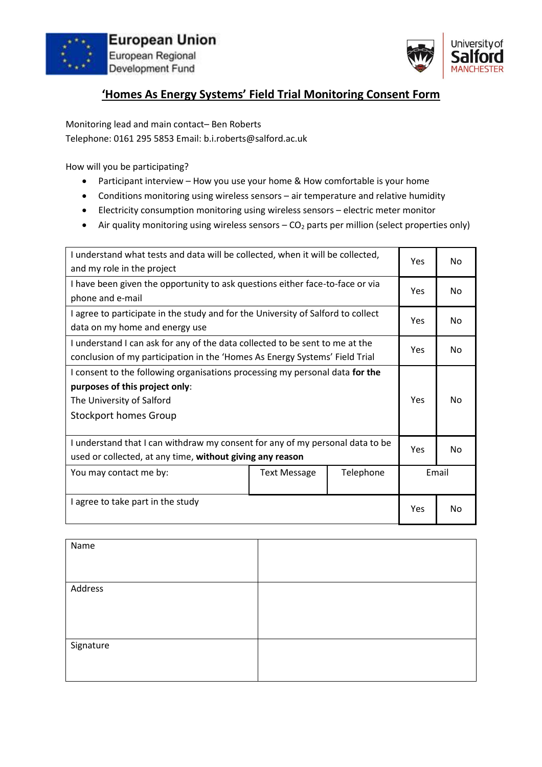European Union
European Regional
Development Fund

University of Salford MANCHESTER

## 'Homes As Energy Systems' Field Trial Monitoring Consent Form

Monitoring lead and main contact– Ben Roberts
Telephone: 0161 295 5853 Email: b.i.roberts@salford.ac.uk

How will you be participating?

- Participant interview – How you use your home & How comfortable is your home
- Conditions monitoring using wireless sensors – air temperature and relative humidity
- Electricity consumption monitoring using wireless sensors – electric meter monitor
- Air quality monitoring using wireless sensors – $CO_2$ parts per million (select properties only)

| | | | | |
|---|---|---|---|---|
| I understand what tests and data will be collected, when it will be collected, and my role in the project | | | Yes | No |
| I have been given the opportunity to ask questions either face-to-face or via phone and e-mail | | | Yes | No |
| I agree to participate in the study and for the University of Salford to collect data on my home and energy use | | | Yes | No |
| I understand I can ask for any of the data collected to be sent to me at the conclusion of my participation in the 'Homes As Energy Systems' Field Trial | | | Yes | No |
| I consent to the following organisations processing my personal data **for the purposes of this project only**: The University of Salford Stockport homes Group | | | Yes | No |
| I understand that I can withdraw my consent for any of my personal data to be used or collected, at any time, **without giving any reason** | | | Yes | No |
| You may contact me by: | Text Message | Telephone | Email | |
| I agree to take part in the study | | | Yes | No |

| | |
|---|---|
| Name | |
| Address | |
| Signature | |